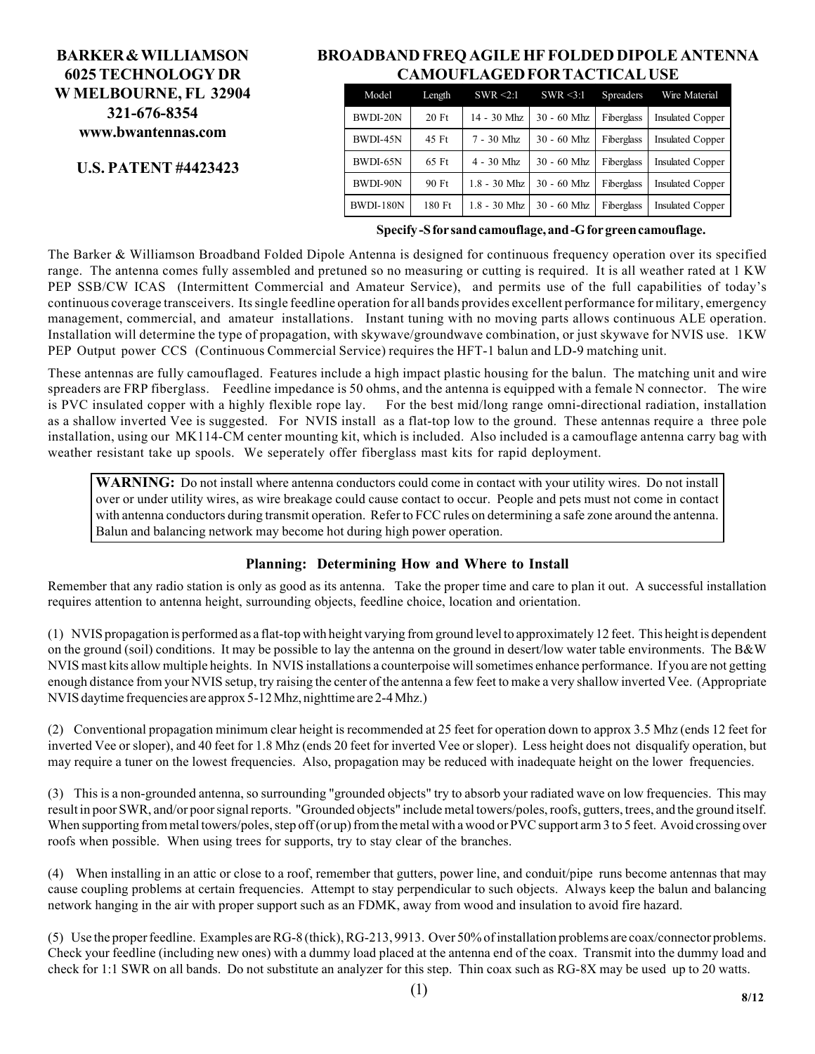**BARKER & WILLIAMSON**
**6025 TECHNOLOGY DR**
**W MELBOURNE, FL 32904**
**321-676-8354**
**www.bwantennas.com**

**U.S. PATENT #4423423**

# BROADBAND FREQ AGILE HF FOLDED DIPOLE ANTENNA CAMOUFLAGED FOR TACTICAL USE

| Model | Length | SWR <2:1 | SWR <3:1 | Spreaders | Wire Material |
|---|---|---|---|---|---|
| BWDI-20N | 20 Ft | 14 - 30 Mhz | 30 - 60 Mhz | Fiberglass | Insulated Copper |
| BWDI-45N | 45 Ft | 7 - 30 Mhz | 30 - 60 Mhz | Fiberglass | Insulated Copper |
| BWDI-65N | 65 Ft | 4 - 30 Mhz | 30 - 60 Mhz | Fiberglass | Insulated Copper |
| BWDI-90N | 90 Ft | 1.8 - 30 Mhz | 30 - 60 Mhz | Fiberglass | Insulated Copper |
| BWDI-180N | 180 Ft | 1.8 - 30 Mhz | 30 - 60 Mhz | Fiberglass | Insulated Copper |

**Specify -S for sand camouflage, and -G for green camouflage.**

The Barker & Williamson Broadband Folded Dipole Antenna is designed for continuous frequency operation over its specified range. The antenna comes fully assembled and pretuned so no measuring or cutting is required. It is all weather rated at 1 KW PEP SSB/CW ICAS (Intermittent Commercial and Amateur Service), and permits use of the full capabilities of today's continuous coverage transceivers. Its single feedline operation for all bands provides excellent performance for military, emergency management, commercial, and amateur installations. Instant tuning with no moving parts allows continuous ALE operation. Installation will determine the type of propagation, with skywave/groundwave combination, or just skywave for NVIS use. 1KW PEP Output power CCS (Continuous Commercial Service) requires the HFT-1 balun and LD-9 matching unit.

These antennas are fully camouflaged. Features include a high impact plastic housing for the balun. The matching unit and wire spreaders are FRP fiberglass. Feedline impedance is 50 ohms, and the antenna is equipped with a female N connector. The wire is PVC insulated copper with a highly flexible rope lay. For the best mid/long range omni-directional radiation, installation as a shallow inverted Vee is suggested. For NVIS install as a flat-top low to the ground. These antennas require a three pole installation, using our MK114-CM center mounting kit, which is included. Also included is a camouflage antenna carry bag with weather resistant take up spools. We seperately offer fiberglass mast kits for rapid deployment.

> **WARNING:** Do not install where antenna conductors could come in contact with your utility wires. Do not install over or under utility wires, as wire breakage could cause contact to occur. People and pets must not come in contact with antenna conductors during transmit operation. Refer to FCC rules on determining a safe zone around the antenna. Balun and balancing network may become hot during high power operation.

## Planning: Determining How and Where to Install

Remember that any radio station is only as good as its antenna. Take the proper time and care to plan it out. A successful installation requires attention to antenna height, surrounding objects, feedline choice, location and orientation.

(1) NVIS propagation is performed as a flat-top with height varying from ground level to approximately 12 feet. This height is dependent on the ground (soil) conditions. It may be possible to lay the antenna on the ground in desert/low water table environments. The B&W NVIS mast kits allow multiple heights. In NVIS installations a counterpoise will sometimes enhance performance. If you are not getting enough distance from your NVIS setup, try raising the center of the antenna a few feet to make a very shallow inverted Vee. (Appropriate NVIS daytime frequencies are approx 5-12 Mhz, nighttime are 2-4 Mhz.)

(2) Conventional propagation minimum clear height is recommended at 25 feet for operation down to approx 3.5 Mhz (ends 12 feet for inverted Vee or sloper), and 40 feet for 1.8 Mhz (ends 20 feet for inverted Vee or sloper). Less height does not disqualify operation, but may require a tuner on the lowest frequencies. Also, propagation may be reduced with inadequate height on the lower frequencies.

(3) This is a non-grounded antenna, so surrounding "grounded objects" try to absorb your radiated wave on low frequencies. This may result in poor SWR, and/or poor signal reports. "Grounded objects" include metal towers/poles, roofs, gutters, trees, and the ground itself. When supporting from metal towers/poles, step off (or up) from the metal with a wood or PVC support arm 3 to 5 feet. Avoid crossing over roofs when possible. When using trees for supports, try to stay clear of the branches.

(4) When installing in an attic or close to a roof, remember that gutters, power line, and conduit/pipe runs become antennas that may cause coupling problems at certain frequencies. Attempt to stay perpendicular to such objects. Always keep the balun and balancing network hanging in the air with proper support such as an FDMK, away from wood and insulation to avoid fire hazard.

(5) Use the proper feedline. Examples are RG-8 (thick), RG-213, 9913. Over 50% of installation problems are coax/connector problems. Check your feedline (including new ones) with a dummy load placed at the antenna end of the coax. Transmit into the dummy load and check for 1:1 SWR on all bands. Do not substitute an analyzer for this step. Thin coax such as RG-8X may be used up to 20 watts.

8/12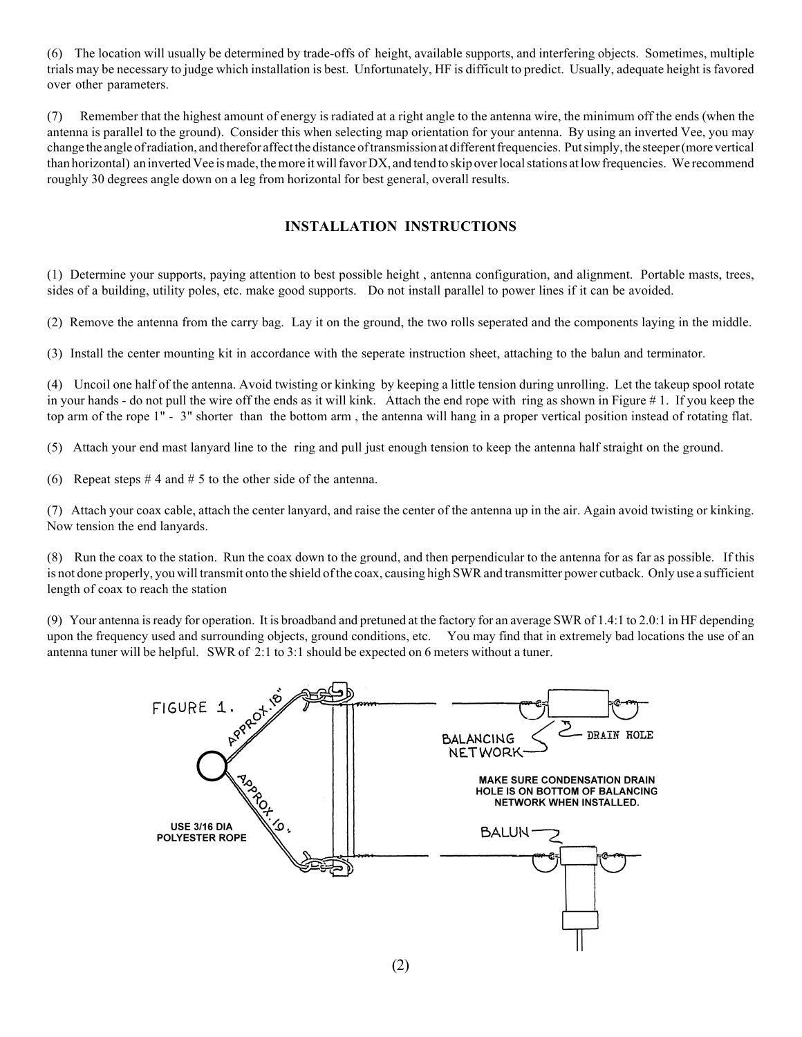(6) The location will usually be determined by trade-offs of height, available supports, and interfering objects. Sometimes, multiple trials may be necessary to judge which installation is best. Unfortunately, HF is difficult to predict. Usually, adequate height is favored over other parameters.

(7) Remember that the highest amount of energy is radiated at a right angle to the antenna wire, the minimum off the ends (when the antenna is parallel to the ground). Consider this when selecting map orientation for your antenna. By using an inverted Vee, you may change the angle of radiation, and therefor affect the distance of transmission at different frequencies. Put simply, the steeper (more vertical than horizontal) an inverted Vee is made, the more it will favor DX, and tend to skip over local stations at low frequencies. We recommend roughly 30 degrees angle down on a leg from horizontal for best general, overall results.

## INSTALLATION INSTRUCTIONS

(1) Determine your supports, paying attention to best possible height , antenna configuration, and alignment. Portable masts, trees, sides of a building, utility poles, etc. make good supports. Do not install parallel to power lines if it can be avoided.

(2) Remove the antenna from the carry bag. Lay it on the ground, the two rolls seperated and the components laying in the middle.

(3) Install the center mounting kit in accordance with the seperate instruction sheet, attaching to the balun and terminator.

(4) Uncoil one half of the antenna. Avoid twisting or kinking by keeping a little tension during unrolling. Let the takeup spool rotate in your hands - do not pull the wire off the ends as it will kink. Attach the end rope with ring as shown in Figure # 1. If you keep the top arm of the rope 1" - 3" shorter than the bottom arm , the antenna will hang in a proper vertical position instead of rotating flat.

(5) Attach your end mast lanyard line to the ring and pull just enough tension to keep the antenna half straight on the ground.

(6) Repeat steps # 4 and # 5 to the other side of the antenna.

(7) Attach your coax cable, attach the center lanyard, and raise the center of the antenna up in the air. Again avoid twisting or kinking. Now tension the end lanyards.

(8) Run the coax to the station. Run the coax down to the ground, and then perpendicular to the antenna for as far as possible. If this is not done properly, you will transmit onto the shield of the coax, causing high SWR and transmitter power cutback. Only use a sufficient length of coax to reach the station

(9) Your antenna is ready for operation. It is broadband and pretuned at the factory for an average SWR of 1.4:1 to 2.0:1 in HF depending upon the frequency used and surrounding objects, ground conditions, etc. You may find that in extremely bad locations the use of an antenna tuner will be helpful. SWR of 2:1 to 3:1 should be expected on 6 meters without a tuner.

FIGURE 1.

APPROX. 18"

APPROX. 19"

USE 3/16 DIA POLYESTER ROPE

BALANCING NETWORK

DRAIN HOLE

MAKE SURE CONDENSATION DRAIN HOLE IS ON BOTTOM OF BALANCING NETWORK WHEN INSTALLED.

BALUN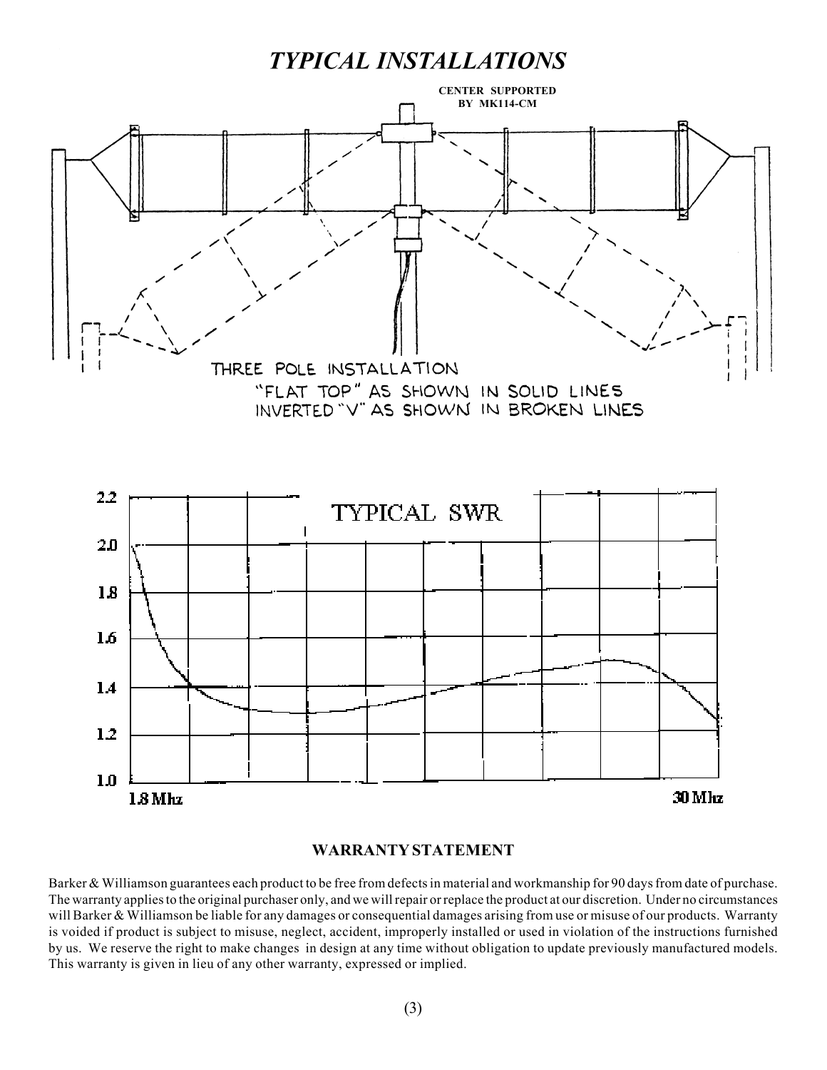# *TYPICAL INSTALLATIONS*

CENTER SUPPORTED
BY MK114-CM

THREE POLE INSTALLATION
"FLAT TOP" AS SHOWN IN SOLID LINES
INVERTED "V" AS SHOWN IN BROKEN LINES

TYPICAL SWR

2.2
2.0
1.8
1.6
1.4
1.2
1.0

1.8 Mhz
30 Mhz

**WARRANTY STATEMENT**

Barker & Williamson guarantees each product to be free from defects in material and workmanship for 90 days from date of purchase. The warranty applies to the original purchaser only, and we will repair or replace the product at our discretion. Under no circumstances will Barker & Williamson be liable for any damages or consequential damages arising from use or misuse of our products. Warranty is voided if product is subject to misuse, neglect, accident, improperly installed or used in violation of the instructions furnished by us. We reserve the right to make changes in design at any time without obligation to update previously manufactured models. This warranty is given in lieu of any other warranty, expressed or implied.